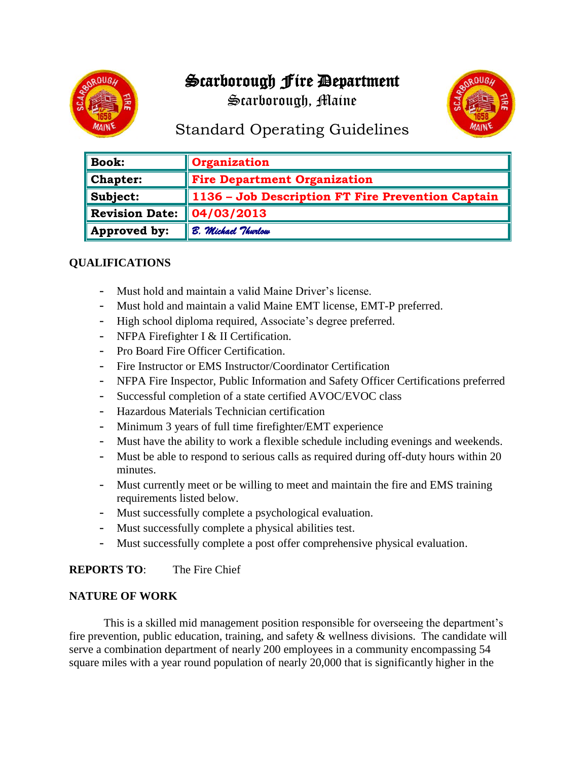# Scarborough Fire Department

Scarborough, Maine

## Standard Operating Guidelines

| Book: | Organization |
|---|---|
| Chapter: | Fire Department Organization |
| Subject: | 1136 – Job Description FT Fire Prevention Captain |
| Revision Date: | 04/03/2013 |
| Approved by: | *B. Michael Thurlow* |

### QUALIFICATIONS

- Must hold and maintain a valid Maine Driver's license.
- Must hold and maintain a valid Maine EMT license, EMT-P preferred.
- High school diploma required, Associate's degree preferred.
- NFPA Firefighter I & II Certification.
- Pro Board Fire Officer Certification.
- Fire Instructor or EMS Instructor/Coordinator Certification
- NFPA Fire Inspector, Public Information and Safety Officer Certifications preferred
- Successful completion of a state certified AVOC/EVOC class
- Hazardous Materials Technician certification
- Minimum 3 years of full time firefighter/EMT experience
- Must have the ability to work a flexible schedule including evenings and weekends.
- Must be able to respond to serious calls as required during off-duty hours within 20 minutes.
- Must currently meet or be willing to meet and maintain the fire and EMS training requirements listed below.
- Must successfully complete a psychological evaluation.
- Must successfully complete a physical abilities test.
- Must successfully complete a post offer comprehensive physical evaluation.

**REPORTS TO**: The Fire Chief

### NATURE OF WORK

This is a skilled mid management position responsible for overseeing the department's fire prevention, public education, training, and safety & wellness divisions. The candidate will serve a combination department of nearly 200 employees in a community encompassing 54 square miles with a year round population of nearly 20,000 that is significantly higher in the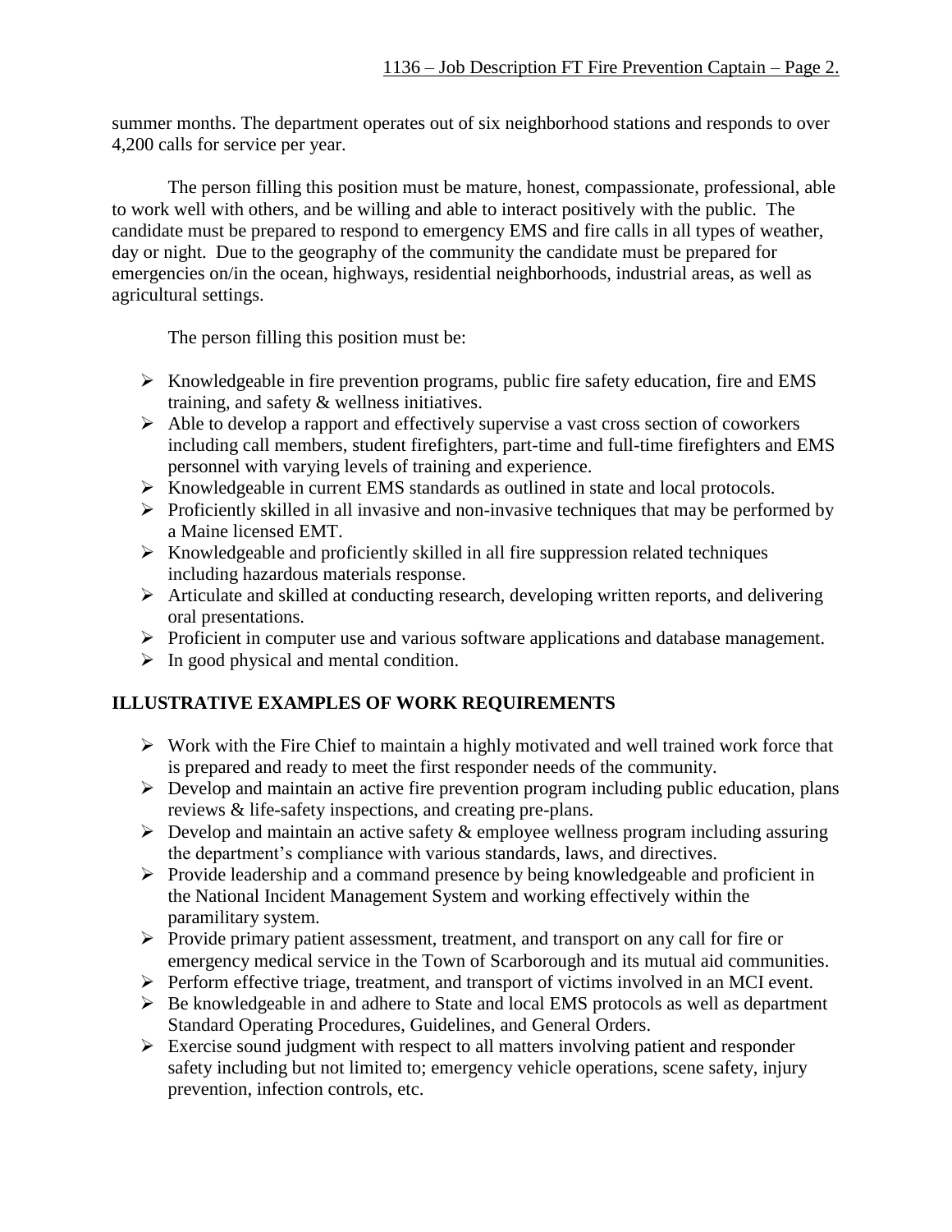summer months. The department operates out of six neighborhood stations and responds to over 4,200 calls for service per year.

The person filling this position must be mature, honest, compassionate, professional, able to work well with others, and be willing and able to interact positively with the public. The candidate must be prepared to respond to emergency EMS and fire calls in all types of weather, day or night. Due to the geography of the community the candidate must be prepared for emergencies on/in the ocean, highways, residential neighborhoods, industrial areas, as well as agricultural settings.

The person filling this position must be:

- Knowledgeable in fire prevention programs, public fire safety education, fire and EMS training, and safety & wellness initiatives.
- Able to develop a rapport and effectively supervise a vast cross section of coworkers including call members, student firefighters, part-time and full-time firefighters and EMS personnel with varying levels of training and experience.
- Knowledgeable in current EMS standards as outlined in state and local protocols.
- Proficiently skilled in all invasive and non-invasive techniques that may be performed by a Maine licensed EMT.
- Knowledgeable and proficiently skilled in all fire suppression related techniques including hazardous materials response.
- Articulate and skilled at conducting research, developing written reports, and delivering oral presentations.
- Proficient in computer use and various software applications and database management.
- In good physical and mental condition.

## ILLUSTRATIVE EXAMPLES OF WORK REQUIREMENTS

- Work with the Fire Chief to maintain a highly motivated and well trained work force that is prepared and ready to meet the first responder needs of the community.
- Develop and maintain an active fire prevention program including public education, plans reviews & life-safety inspections, and creating pre-plans.
- Develop and maintain an active safety & employee wellness program including assuring the department's compliance with various standards, laws, and directives.
- Provide leadership and a command presence by being knowledgeable and proficient in the National Incident Management System and working effectively within the paramilitary system.
- Provide primary patient assessment, treatment, and transport on any call for fire or emergency medical service in the Town of Scarborough and its mutual aid communities.
- Perform effective triage, treatment, and transport of victims involved in an MCI event.
- Be knowledgeable in and adhere to State and local EMS protocols as well as department Standard Operating Procedures, Guidelines, and General Orders.
- Exercise sound judgment with respect to all matters involving patient and responder safety including but not limited to; emergency vehicle operations, scene safety, injury prevention, infection controls, etc.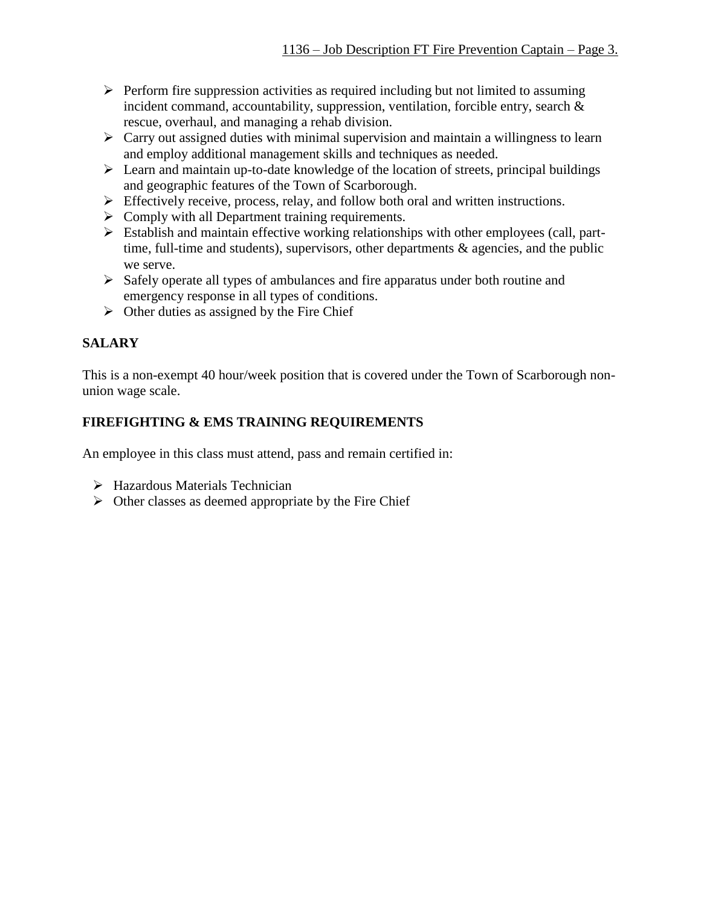- Perform fire suppression activities as required including but not limited to assuming incident command, accountability, suppression, ventilation, forcible entry, search & rescue, overhaul, and managing a rehab division.
- Carry out assigned duties with minimal supervision and maintain a willingness to learn and employ additional management skills and techniques as needed.
- Learn and maintain up-to-date knowledge of the location of streets, principal buildings and geographic features of the Town of Scarborough.
- Effectively receive, process, relay, and follow both oral and written instructions.
- Comply with all Department training requirements.
- Establish and maintain effective working relationships with other employees (call, part-time, full-time and students), supervisors, other departments & agencies, and the public we serve.
- Safely operate all types of ambulances and fire apparatus under both routine and emergency response in all types of conditions.
- Other duties as assigned by the Fire Chief

## SALARY

This is a non-exempt 40 hour/week position that is covered under the Town of Scarborough non-union wage scale.

## FIREFIGHTING & EMS TRAINING REQUIREMENTS

An employee in this class must attend, pass and remain certified in:

- Hazardous Materials Technician
- Other classes as deemed appropriate by the Fire Chief